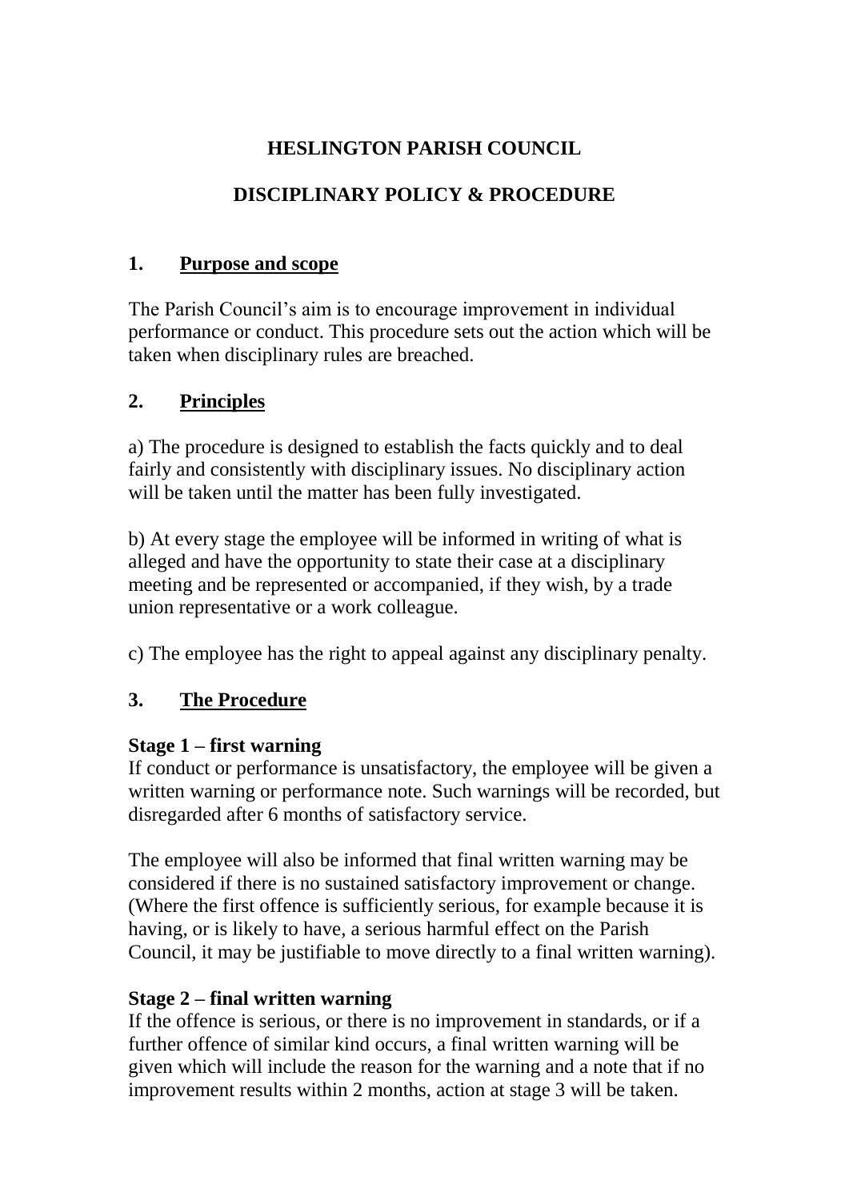# HESLINGTON PARISH COUNCIL

# DISCIPLINARY POLICY & PROCEDURE

## 1. Purpose and scope

The Parish Council's aim is to encourage improvement in individual performance or conduct. This procedure sets out the action which will be taken when disciplinary rules are breached.

## 2. Principles

a) The procedure is designed to establish the facts quickly and to deal fairly and consistently with disciplinary issues. No disciplinary action will be taken until the matter has been fully investigated.

b) At every stage the employee will be informed in writing of what is alleged and have the opportunity to state their case at a disciplinary meeting and be represented or accompanied, if they wish, by a trade union representative or a work colleague.

c) The employee has the right to appeal against any disciplinary penalty.

## 3. The Procedure

**Stage 1 – first warning**

If conduct or performance is unsatisfactory, the employee will be given a written warning or performance note. Such warnings will be recorded, but disregarded after 6 months of satisfactory service.

The employee will also be informed that final written warning may be considered if there is no sustained satisfactory improvement or change. (Where the first offence is sufficiently serious, for example because it is having, or is likely to have, a serious harmful effect on the Parish Council, it may be justifiable to move directly to a final written warning).

**Stage 2 – final written warning**

If the offence is serious, or there is no improvement in standards, or if a further offence of similar kind occurs, a final written warning will be given which will include the reason for the warning and a note that if no improvement results within 2 months, action at stage 3 will be taken.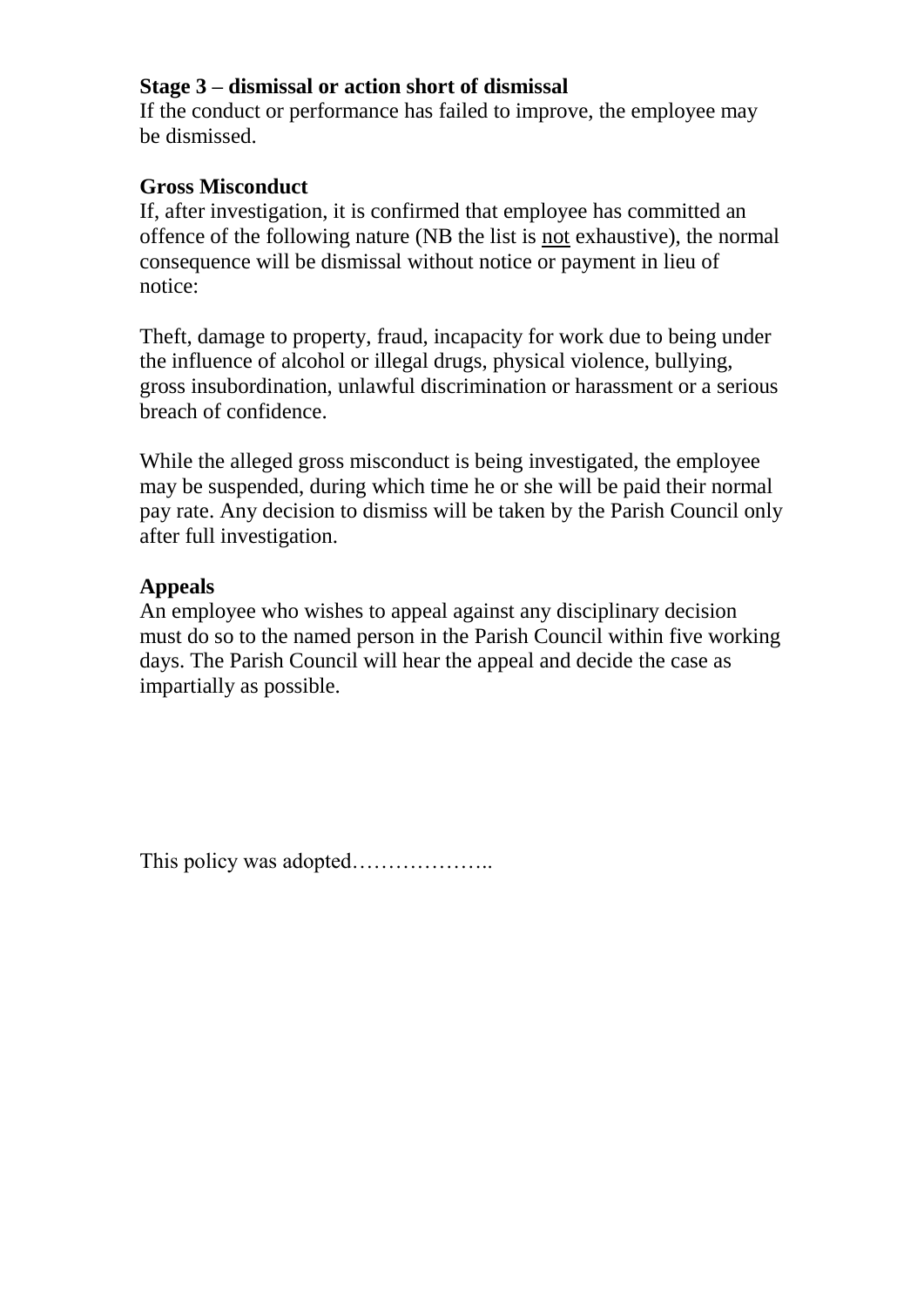**Stage 3 – dismissal or action short of dismissal**
If the conduct or performance has failed to improve, the employee may be dismissed.

**Gross Misconduct**
If, after investigation, it is confirmed that employee has committed an offence of the following nature (NB the list is <u>not</u> exhaustive), the normal consequence will be dismissal without notice or payment in lieu of notice:

Theft, damage to property, fraud, incapacity for work due to being under the influence of alcohol or illegal drugs, physical violence, bullying, gross insubordination, unlawful discrimination or harassment or a serious breach of confidence.

While the alleged gross misconduct is being investigated, the employee may be suspended, during which time he or she will be paid their normal pay rate. Any decision to dismiss will be taken by the Parish Council only after full investigation.

**Appeals**
An employee who wishes to appeal against any disciplinary decision must do so to the named person in the Parish Council within five working days. The Parish Council will hear the appeal and decide the case as impartially as possible.

This policy was adopted………………..